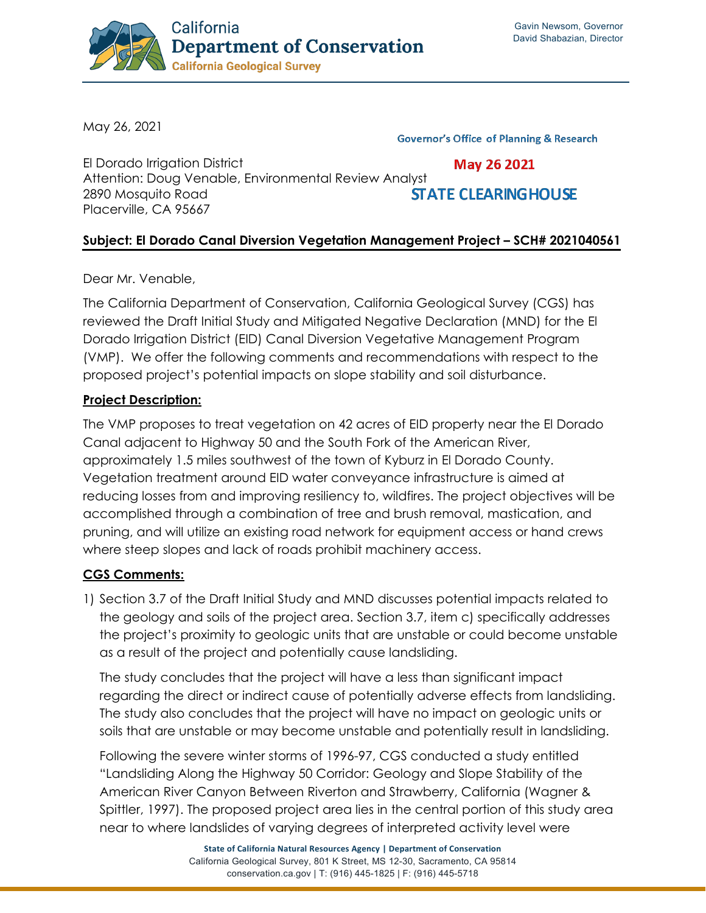California Department of Conservation
California Geological Survey

Gavin Newsom, Governor
David Shabazian, Director

May 26, 2021

Governor's Office of Planning & Research

May 26 2021

STATE CLEARINGHOUSE

El Dorado Irrigation District
Attention: Doug Venable, Environmental Review Analyst
2890 Mosquito Road
Placerville, CA 95667

**Subject: El Dorado Canal Diversion Vegetation Management Project – SCH# 2021040561**

Dear Mr. Venable,

The California Department of Conservation, California Geological Survey (CGS) has reviewed the Draft Initial Study and Mitigated Negative Declaration (MND) for the El Dorado Irrigation District (EID) Canal Diversion Vegetative Management Program (VMP). We offer the following comments and recommendations with respect to the proposed project's potential impacts on slope stability and soil disturbance.

**Project Description:**

The VMP proposes to treat vegetation on 42 acres of EID property near the El Dorado Canal adjacent to Highway 50 and the South Fork of the American River, approximately 1.5 miles southwest of the town of Kyburz in El Dorado County. Vegetation treatment around EID water conveyance infrastructure is aimed at reducing losses from and improving resiliency to, wildfires. The project objectives will be accomplished through a combination of tree and brush removal, mastication, and pruning, and will utilize an existing road network for equipment access or hand crews where steep slopes and lack of roads prohibit machinery access.

**CGS Comments:**

1) Section 3.7 of the Draft Initial Study and MND discusses potential impacts related to the geology and soils of the project area. Section 3.7, item c) specifically addresses the project's proximity to geologic units that are unstable or could become unstable as a result of the project and potentially cause landsliding.

   The study concludes that the project will have a less than significant impact regarding the direct or indirect cause of potentially adverse effects from landsliding. The study also concludes that the project will have no impact on geologic units or soils that are unstable or may become unstable and potentially result in landsliding.

   Following the severe winter storms of 1996-97, CGS conducted a study entitled "Landsliding Along the Highway 50 Corridor: Geology and Slope Stability of the American River Canyon Between Riverton and Strawberry, California (Wagner & Spittler, 1997). The proposed project area lies in the central portion of this study area near to where landslides of varying degrees of interpreted activity level were

State of California Natural Resources Agency | Department of Conservation
California Geological Survey, 801 K Street, MS 12-30, Sacramento, CA 95814
conservation.ca.gov | T: (916) 445-1825 | F: (916) 445-5718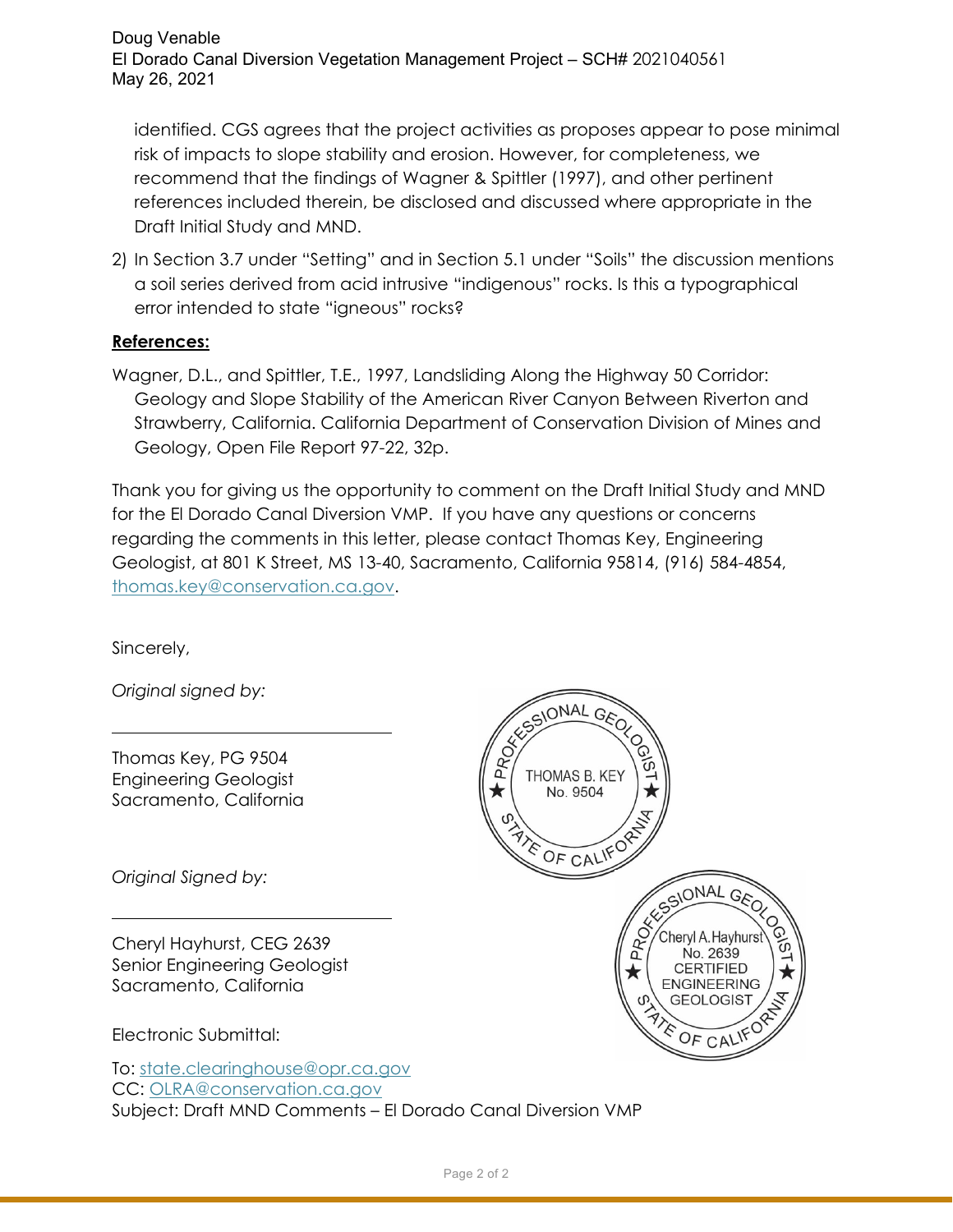identified. CGS agrees that the project activities as proposes appear to pose minimal risk of impacts to slope stability and erosion. However, for completeness, we recommend that the findings of Wagner & Spittler (1997), and other pertinent references included therein, be disclosed and discussed where appropriate in the Draft Initial Study and MND.

2) In Section 3.7 under "Setting" and in Section 5.1 under "Soils" the discussion mentions a soil series derived from acid intrusive "indigenous" rocks. Is this a typographical error intended to state "igneous" rocks?

**References:**

Wagner, D.L., and Spittler, T.E., 1997, Landsliding Along the Highway 50 Corridor: Geology and Slope Stability of the American River Canyon Between Riverton and Strawberry, California. California Department of Conservation Division of Mines and Geology, Open File Report 97-22, 32p.

Thank you for giving us the opportunity to comment on the Draft Initial Study and MND for the El Dorado Canal Diversion VMP. If you have any questions or concerns regarding the comments in this letter, please contact Thomas Key, Engineering Geologist, at 801 K Street, MS 13-40, Sacramento, California 95814, (916) 584-4854, thomas.key@conservation.ca.gov.

Sincerely,

*Original signed by:*

Thomas Key, PG 9504
Engineering Geologist
Sacramento, California

PROFESSIONAL GEOLOGIST
THOMAS B. KEY
No. 9504
STATE OF CALIFORNIA

*Original Signed by:*

Cheryl Hayhurst, CEG 2639
Senior Engineering Geologist
Sacramento, California

PROFESSIONAL GEOLOGIST
Cheryl A. Hayhurst
No. 2639
CERTIFIED ENGINEERING GEOLOGIST
STATE OF CALIFORNIA

Electronic Submittal:

To: state.clearinghouse@opr.ca.gov
CC: OLRA@conservation.ca.gov
Subject: Draft MND Comments – El Dorado Canal Diversion VMP